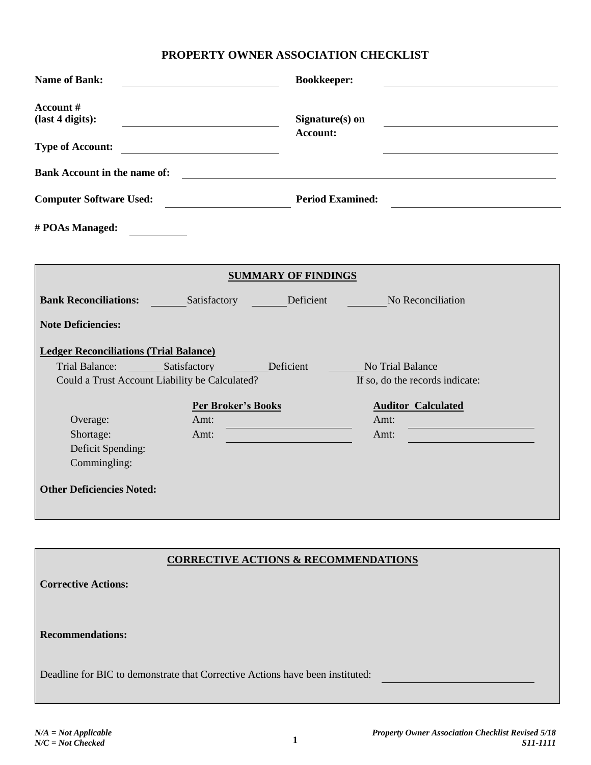# PROPERTY OWNER ASSOCIATION CHECKLIST

**Name of Bank:** ______________________ **Bookkeeper:** ______________________

**Account # (last 4 digits):** ______________________ **Signature(s) on Account:** ______________________

**Type of Account:** ______________________ ______________________

**Bank Account in the name of:** ______________________________________________

**Computer Software Used:** ______________________ **Period Examined:** ______________________

**# POAs Managed:** __________

## SUMMARY OF FINDINGS

**Bank Reconciliations:** ______Satisfactory ______Deficient ______No Reconciliation

**Note Deficiencies:**

**Ledger Reconciliations (Trial Balance)**

Trial Balance: ______Satisfactory ______Deficient ______No Trial Balance

Could a Trust Account Liability be Calculated? If so, do the records indicate:

| | Per Broker's Books | Auditor Calculated |
|---|---|---|
| Overage: | Amt: ______________ | Amt: ______________ |
| Shortage: | Amt: ______________ | Amt: ______________ |
| Deficit Spending: | | |
| Commingling: | | |

**Other Deficiencies Noted:**

## CORRECTIVE ACTIONS & RECOMMENDATIONS

**Corrective Actions:**

**Recommendations:**

Deadline for BIC to demonstrate that Corrective Actions have been instituted: ______________________

*N/A = Not Applicable*
*N/C = Not Checked*

***Property Owner Association Checklist Revised 5/18***
***S11-1111***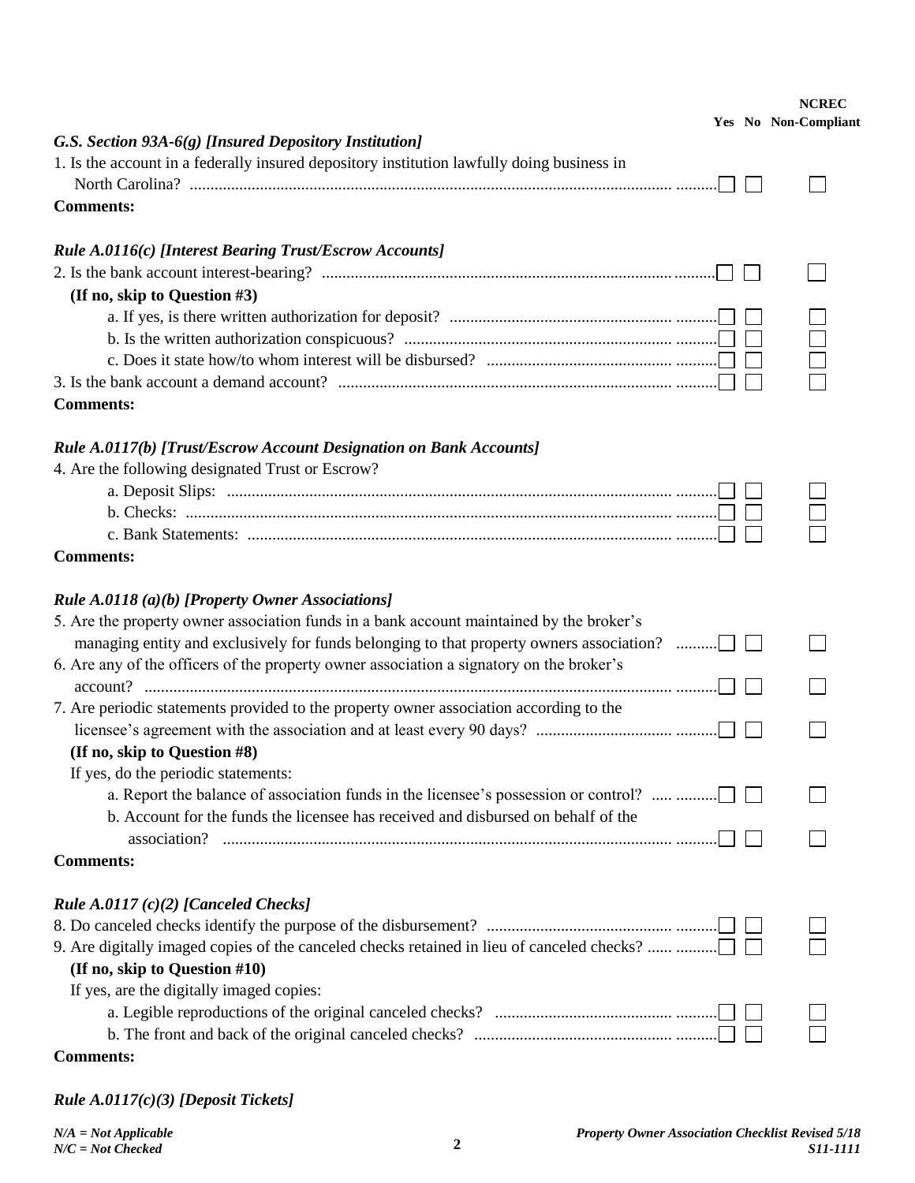| | Yes | No | NCREC Non-Compliant |
|---|---|---|---|
| ***G.S. Section 93A-6(g) [Insured Depository Institution]*** | | | |
| 1. Is the account in a federally insured depository institution lawfully doing business in North Carolina? | ☐ | ☐ | ☐ |
| **Comments:** | | | |
| ***Rule A.0116(c) [Interest Bearing Trust/Escrow Accounts]*** | | | |
| 2. Is the bank account interest-bearing? | ☐ | ☐ | ☐ |
| **(If no, skip to Question #3)** | | | |
| a. If yes, is there written authorization for deposit? | ☐ | ☐ | ☐ |
| b. Is the written authorization conspicuous? | ☐ | ☐ | ☐ |
| c. Does it state how/to whom interest will be disbursed? | ☐ | ☐ | ☐ |
| 3. Is the bank account a demand account? | ☐ | ☐ | ☐ |
| **Comments:** | | | |
| ***Rule A.0117(b) [Trust/Escrow Account Designation on Bank Accounts]*** | | | |
| 4. Are the following designated Trust or Escrow? | | | |
| a. Deposit Slips: | ☐ | ☐ | ☐ |
| b. Checks: | ☐ | ☐ | ☐ |
| c. Bank Statements: | ☐ | ☐ | ☐ |
| **Comments:** | | | |
| ***Rule A.0118 (a)(b) [Property Owner Associations]*** | | | |
| 5. Are the property owner association funds in a bank account maintained by the broker's managing entity and exclusively for funds belonging to that property owners association? | ☐ | ☐ | ☐ |
| 6. Are any of the officers of the property owner association a signatory on the broker's account? | ☐ | ☐ | ☐ |
| 7. Are periodic statements provided to the property owner association according to the licensee's agreement with the association and at least every 90 days? | ☐ | ☐ | ☐ |
| **(If no, skip to Question #8)** | | | |
| If yes, do the periodic statements: | | | |
| a. Report the balance of association funds in the licensee's possession or control? | ☐ | ☐ | ☐ |
| b. Account for the funds the licensee has received and disbursed on behalf of the association? | ☐ | ☐ | ☐ |
| **Comments:** | | | |
| ***Rule A.0117 (c)(2) [Canceled Checks]*** | | | |
| 8. Do canceled checks identify the purpose of the disbursement? | ☐ | ☐ | ☐ |
| 9. Are digitally imaged copies of the canceled checks retained in lieu of canceled checks? | ☐ | ☐ | ☐ |
| **(If no, skip to Question #10)** | | | |
| If yes, are the digitally imaged copies: | | | |
| a. Legible reproductions of the original canceled checks? | ☐ | ☐ | ☐ |
| b. The front and back of the original canceled checks? | ☐ | ☐ | ☐ |
| **Comments:** | | | |

***Rule A.0117(c)(3) [Deposit Tickets]***

*N/A = Not Applicable*
*N/C = Not Checked*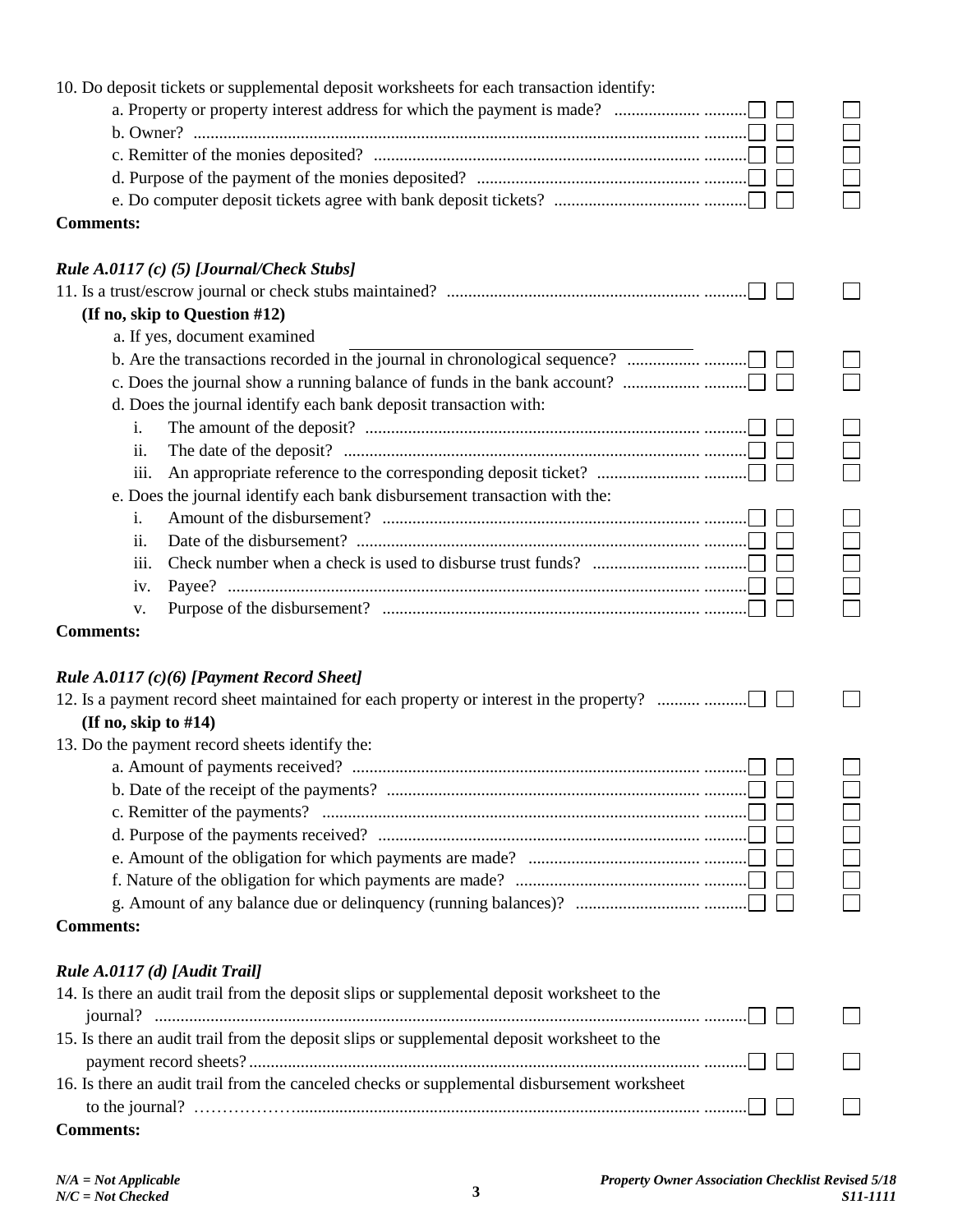10. Do deposit tickets or supplemental deposit worksheets for each transaction identify:
   - a. Property or property interest address for which the payment is made? ☐ ☐ ☐
   - b. Owner? ☐ ☐ ☐
   - c. Remitter of the monies deposited? ☐ ☐ ☐
   - d. Purpose of the payment of the monies deposited? ☐ ☐ ☐
   - e. Do computer deposit tickets agree with bank deposit tickets? ☐ ☐ ☐

**Comments:**

### *Rule A.0117 (c) (5) [Journal/Check Stubs]*

11. Is a trust/escrow journal or check stubs maintained? ☐ ☐ ☐

   **(If no, skip to Question #12)**

   - a. If yes, document examined ____________________
   - b. Are the transactions recorded in the journal in chronological sequence? ☐ ☐ ☐
   - c. Does the journal show a running balance of funds in the bank account? ☐ ☐ ☐
   - d. Does the journal identify each bank deposit transaction with:
     - i. The amount of the deposit? ☐ ☐ ☐
     - ii. The date of the deposit? ☐ ☐ ☐
     - iii. An appropriate reference to the corresponding deposit ticket? ☐ ☐ ☐
   - e. Does the journal identify each bank disbursement transaction with the:
     - i. Amount of the disbursement? ☐ ☐ ☐
     - ii. Date of the disbursement? ☐ ☐ ☐
     - iii. Check number when a check is used to disburse trust funds? ☐ ☐ ☐
     - iv. Payee? ☐ ☐ ☐
     - v. Purpose of the disbursement? ☐ ☐ ☐

**Comments:**

### *Rule A.0117 (c)(6) [Payment Record Sheet]*

12. Is a payment record sheet maintained for each property or interest in the property? ☐ ☐ ☐

   **(If no, skip to #14)**

13. Do the payment record sheets identify the:
   - a. Amount of payments received? ☐ ☐ ☐
   - b. Date of the receipt of the payments? ☐ ☐ ☐
   - c. Remitter of the payments? ☐ ☐ ☐
   - d. Purpose of the payments received? ☐ ☐ ☐
   - e. Amount of the obligation for which payments are made? ☐ ☐ ☐
   - f. Nature of the obligation for which payments are made? ☐ ☐ ☐
   - g. Amount of any balance due or delinquency (running balances)? ☐ ☐ ☐

**Comments:**

### *Rule A.0117 (d) [Audit Trail]*

14. Is there an audit trail from the deposit slips or supplemental deposit worksheet to the journal? ☐ ☐ ☐
15. Is there an audit trail from the deposit slips or supplemental deposit worksheet to the payment record sheets? ☐ ☐ ☐
16. Is there an audit trail from the canceled checks or supplemental disbursement worksheet to the journal? ☐ ☐ ☐

**Comments:**

*N/A = Not Applicable*
*N/C = Not Checked*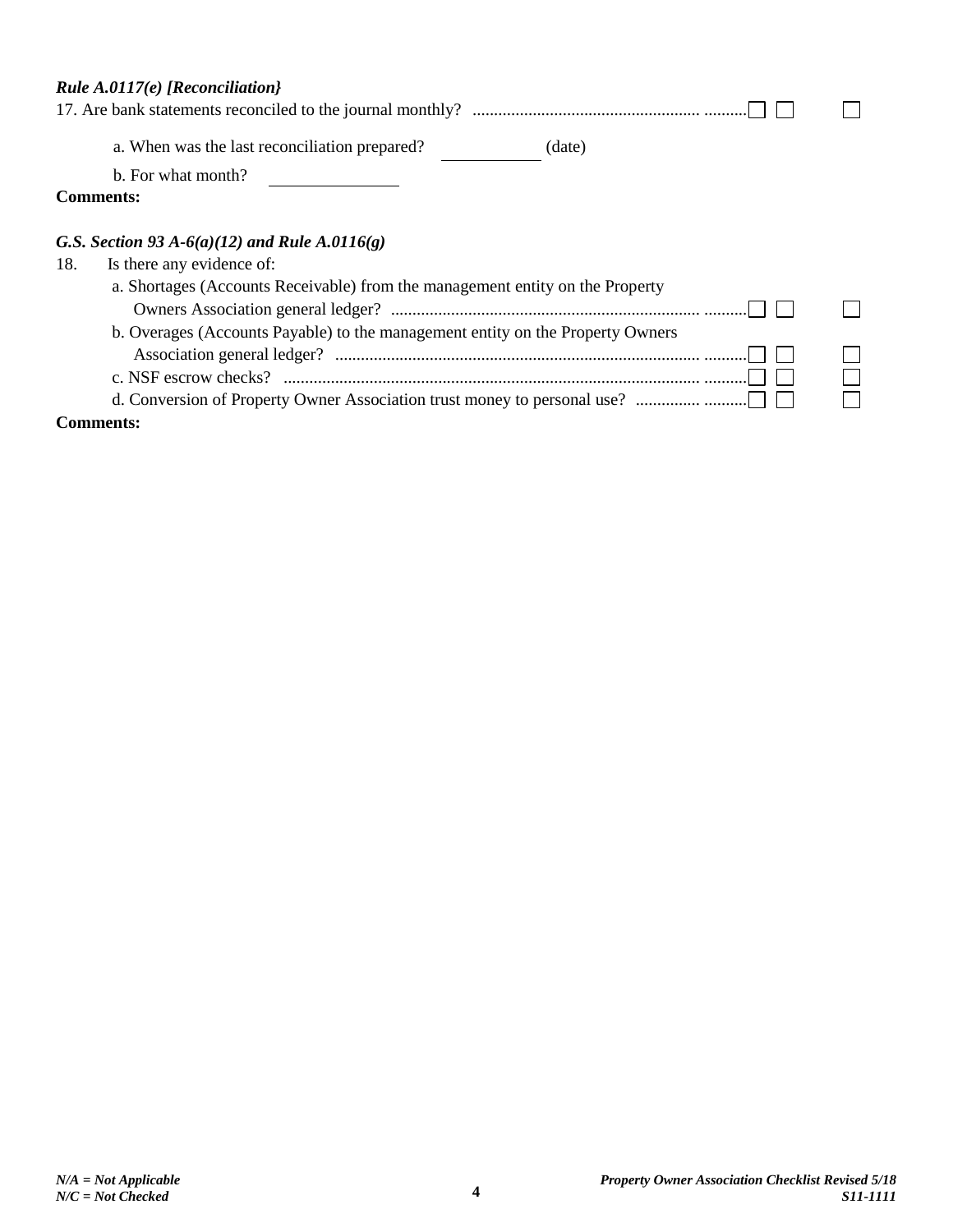***Rule A.0117(e) [Reconciliation}***

17. Are bank statements reconciled to the journal monthly? ..................................................... .......... ☐ ☐ ☐

a. When was the last reconciliation prepared? ____________ (date)

b. For what month? ________________

**Comments:**

***G.S. Section 93 A-6(a)(12) and Rule A.0116(g)***

18. Is there any evidence of:

a. Shortages (Accounts Receivable) from the management entity on the Property Owners Association general ledger? ..................................................................... .......... ☐ ☐ ☐

b. Overages (Accounts Payable) to the management entity on the Property Owners Association general ledger? .................................................................................. .......... ☐ ☐ ☐

c. NSF escrow checks? .............................................................................................. .......... ☐ ☐ ☐

d. Conversion of Property Owner Association trust money to personal use? .............. .......... ☐ ☐ ☐

**Comments:**

***N/A = Not Applicable***
***N/C = Not Checked***

***Property Owner Association Checklist Revised 5/18***
***S11-1111***